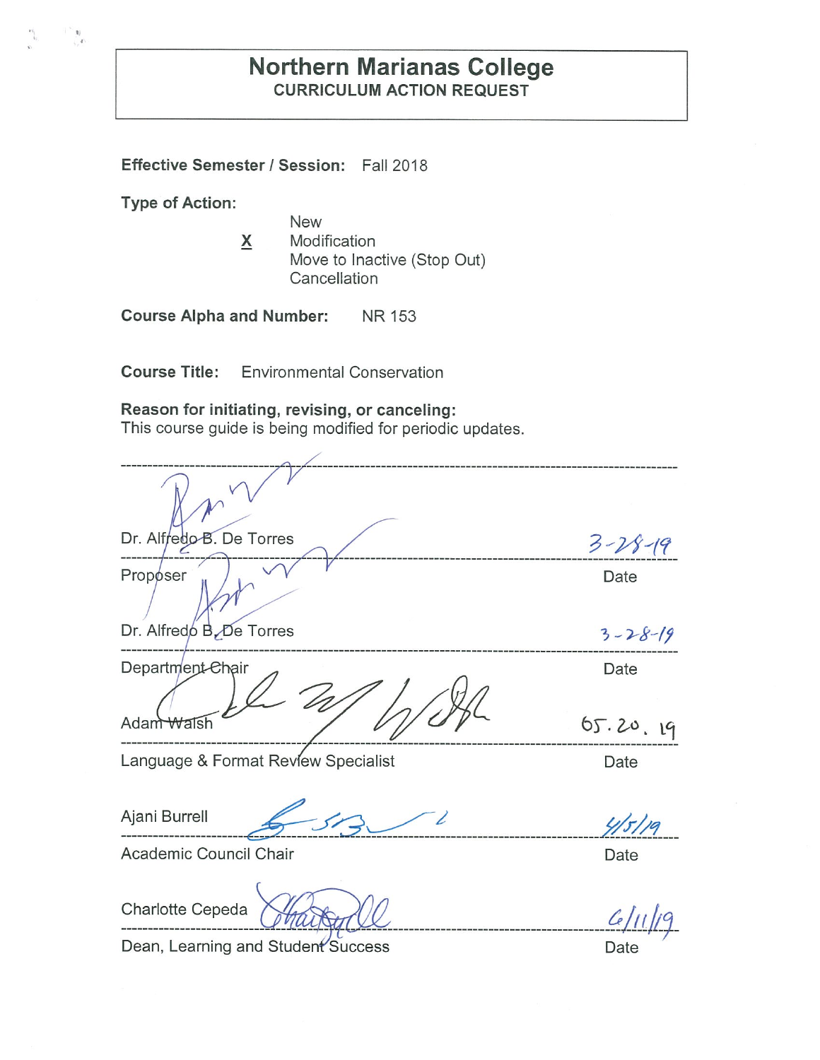# Northern Marianas College

## CURRICULUM ACTION REQUEST

**Effective Semester / Session:** Fall 2018

**Type of Action:**

- New
- **X** Modification
- Move to Inactive (Stop Out)
- Cancellation

**Course Alpha and Number:** NR 153

**Course Title:** Environmental Conservation

**Reason for initiating, revising, or canceling:**
This course guide is being modified for periodic updates.

---

Dr. Alfredo B. De Torres — 3-28-19

Proposer — Date

Dr. Alfredo B. De Torres — 3-28-19

Department Chair — Date

Adam Walsh — 05.20.19

Language & Format Review Specialist — Date

Ajani Burrell — 4/5/19

Academic Council Chair — Date

Charlotte Cepeda — 6/11/19

Dean, Learning and Student Success — Date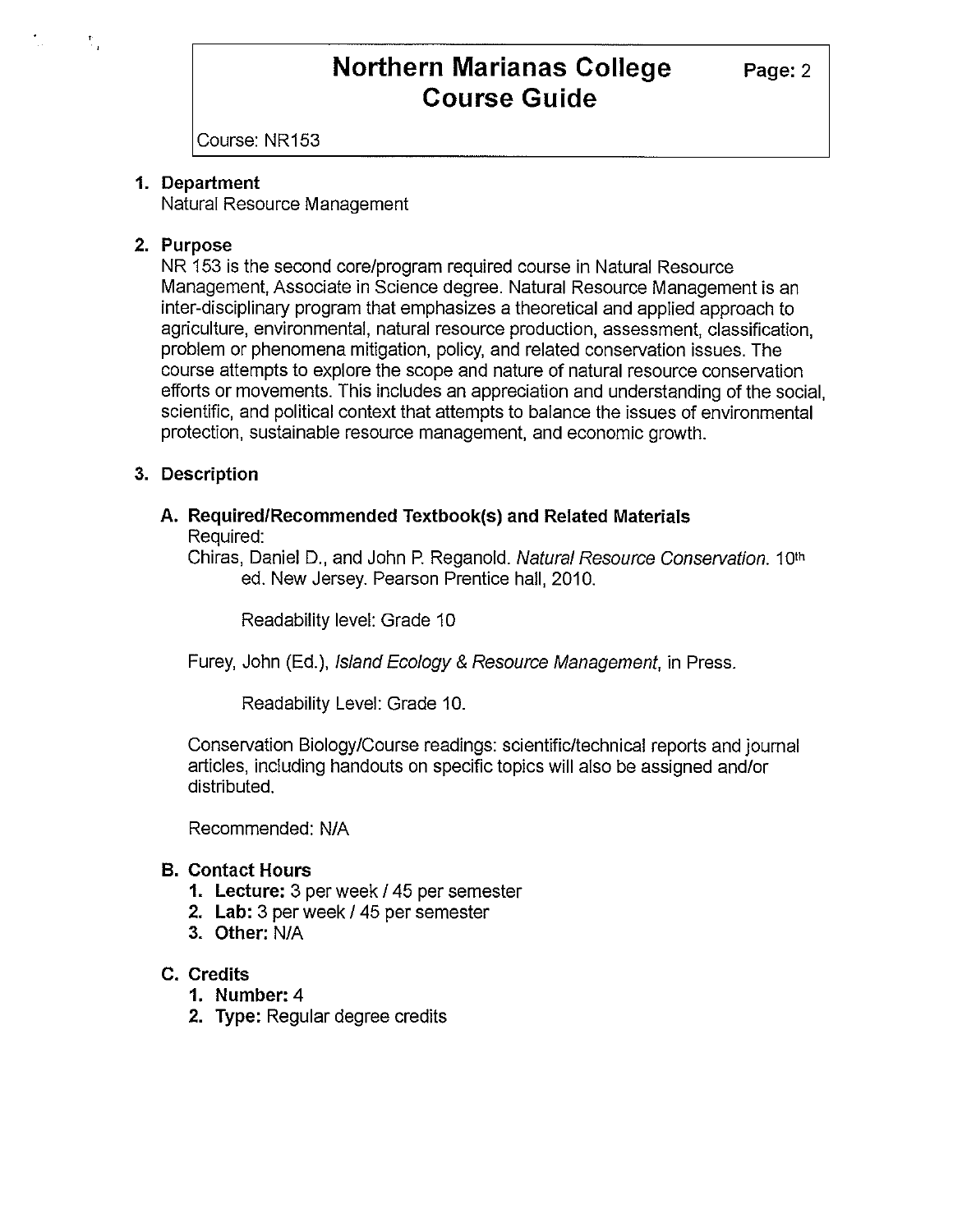# Northern Marianas College Course Guide

Course: NR153

1. **Department**
   Natural Resource Management

2. **Purpose**
   NR 153 is the second core/program required course in Natural Resource Management, Associate in Science degree. Natural Resource Management is an inter-disciplinary program that emphasizes a theoretical and applied approach to agriculture, environmental, natural resource production, assessment, classification, problem or phenomena mitigation, policy, and related conservation issues. The course attempts to explore the scope and nature of natural resource conservation efforts or movements. This includes an appreciation and understanding of the social, scientific, and political context that attempts to balance the issues of environmental protection, sustainable resource management, and economic growth.

3. **Description**

   **A. Required/Recommended Textbook(s) and Related Materials**
   Required:
   Chiras, Daniel D., and John P. Reganold. *Natural Resource Conservation.* 10th ed. New Jersey. Pearson Prentice hall, 2010.

   Readability level: Grade 10

   Furey, John (Ed.), *Island Ecology & Resource Management*, in Press.

   Readability Level: Grade 10.

   Conservation Biology/Course readings: scientific/technical reports and journal articles, including handouts on specific topics will also be assigned and/or distributed.

   Recommended: N/A

   **B. Contact Hours**
   1. **Lecture:** 3 per week / 45 per semester
   2. **Lab:** 3 per week / 45 per semester
   3. **Other:** N/A

   **C. Credits**
   1. **Number:** 4
   2. **Type:** Regular degree credits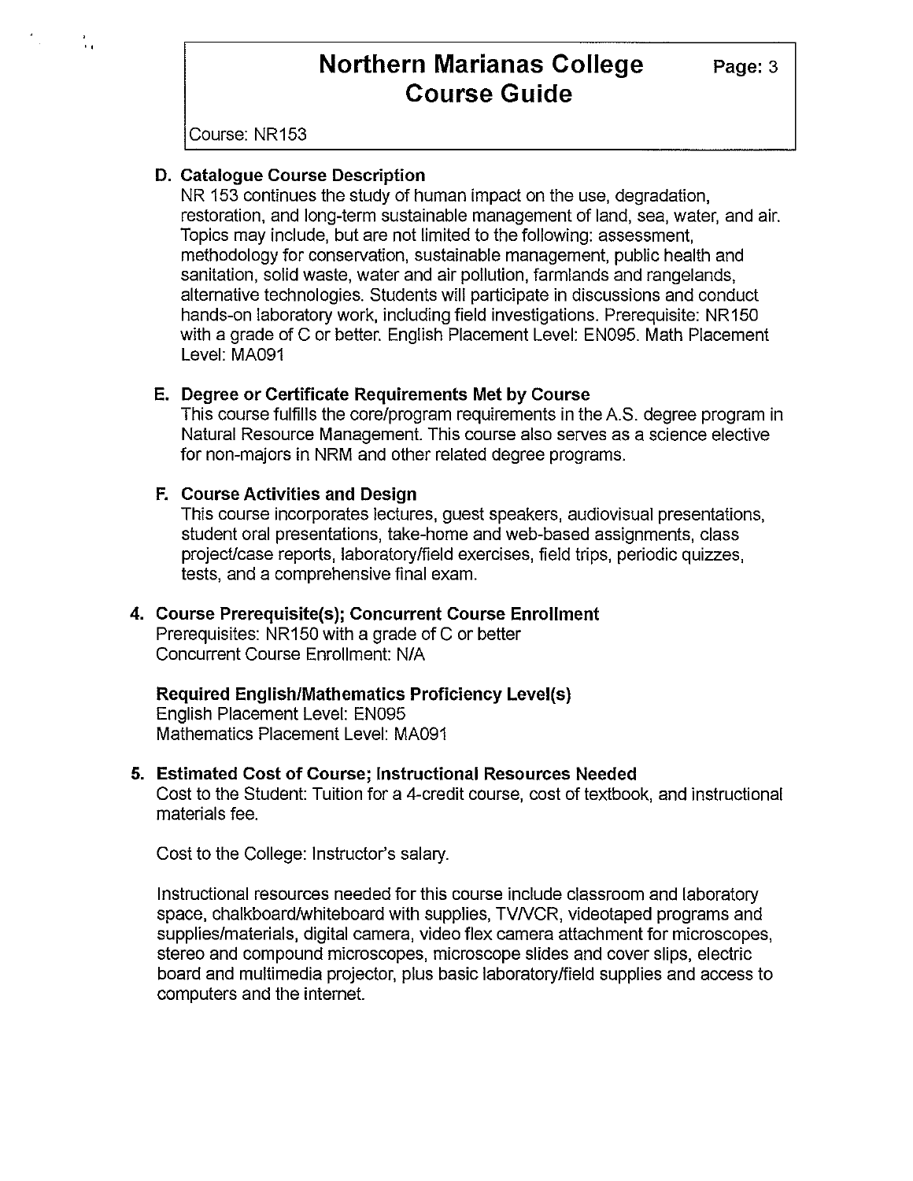### D. Catalogue Course Description

NR 153 continues the study of human impact on the use, degradation, restoration, and long-term sustainable management of land, sea, water, and air. Topics may include, but are not limited to the following: assessment, methodology for conservation, sustainable management, public health and sanitation, solid waste, water and air pollution, farmlands and rangelands, alternative technologies. Students will participate in discussions and conduct hands-on laboratory work, including field investigations. Prerequisite: NR150 with a grade of C or better. English Placement Level: EN095. Math Placement Level: MA091

### E. Degree or Certificate Requirements Met by Course

This course fulfills the core/program requirements in the A.S. degree program in Natural Resource Management. This course also serves as a science elective for non-majors in NRM and other related degree programs.

### F. Course Activities and Design

This course incorporates lectures, guest speakers, audiovisual presentations, student oral presentations, take-home and web-based assignments, class project/case reports, laboratory/field exercises, field trips, periodic quizzes, tests, and a comprehensive final exam.

## 4. Course Prerequisite(s); Concurrent Course Enrollment

Prerequisites: NR150 with a grade of C or better
Concurrent Course Enrollment: N/A

**Required English/Mathematics Proficiency Level(s)**
English Placement Level: EN095
Mathematics Placement Level: MA091

## 5. Estimated Cost of Course; Instructional Resources Needed

Cost to the Student: Tuition for a 4-credit course, cost of textbook, and instructional materials fee.

Cost to the College: Instructor's salary.

Instructional resources needed for this course include classroom and laboratory space, chalkboard/whiteboard with supplies, TV/VCR, videotaped programs and supplies/materials, digital camera, video flex camera attachment for microscopes, stereo and compound microscopes, microscope slides and cover slips, electric board and multimedia projector, plus basic laboratory/field supplies and access to computers and the internet.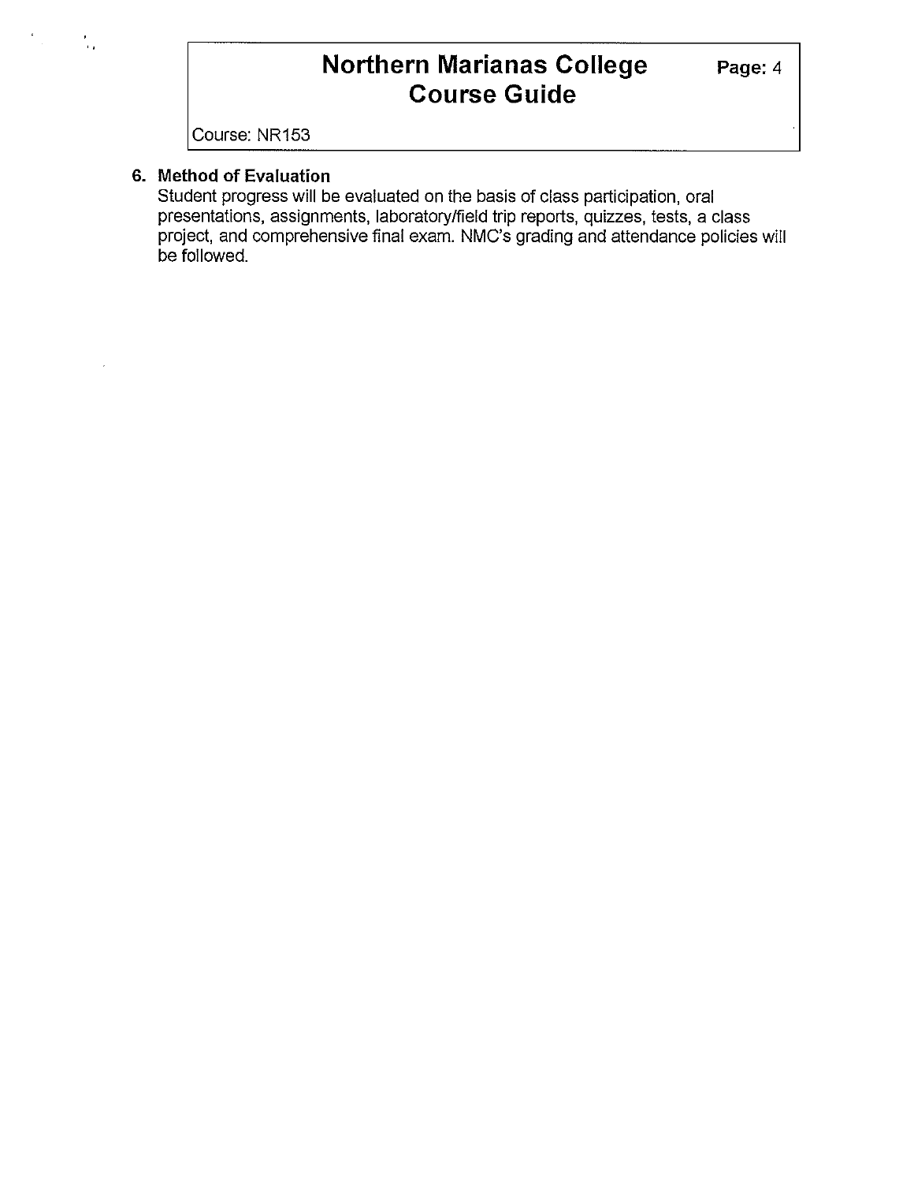## 6. Method of Evaluation

Student progress will be evaluated on the basis of class participation, oral presentations, assignments, laboratory/field trip reports, quizzes, tests, a class project, and comprehensive final exam. NMC's grading and attendance policies will be followed.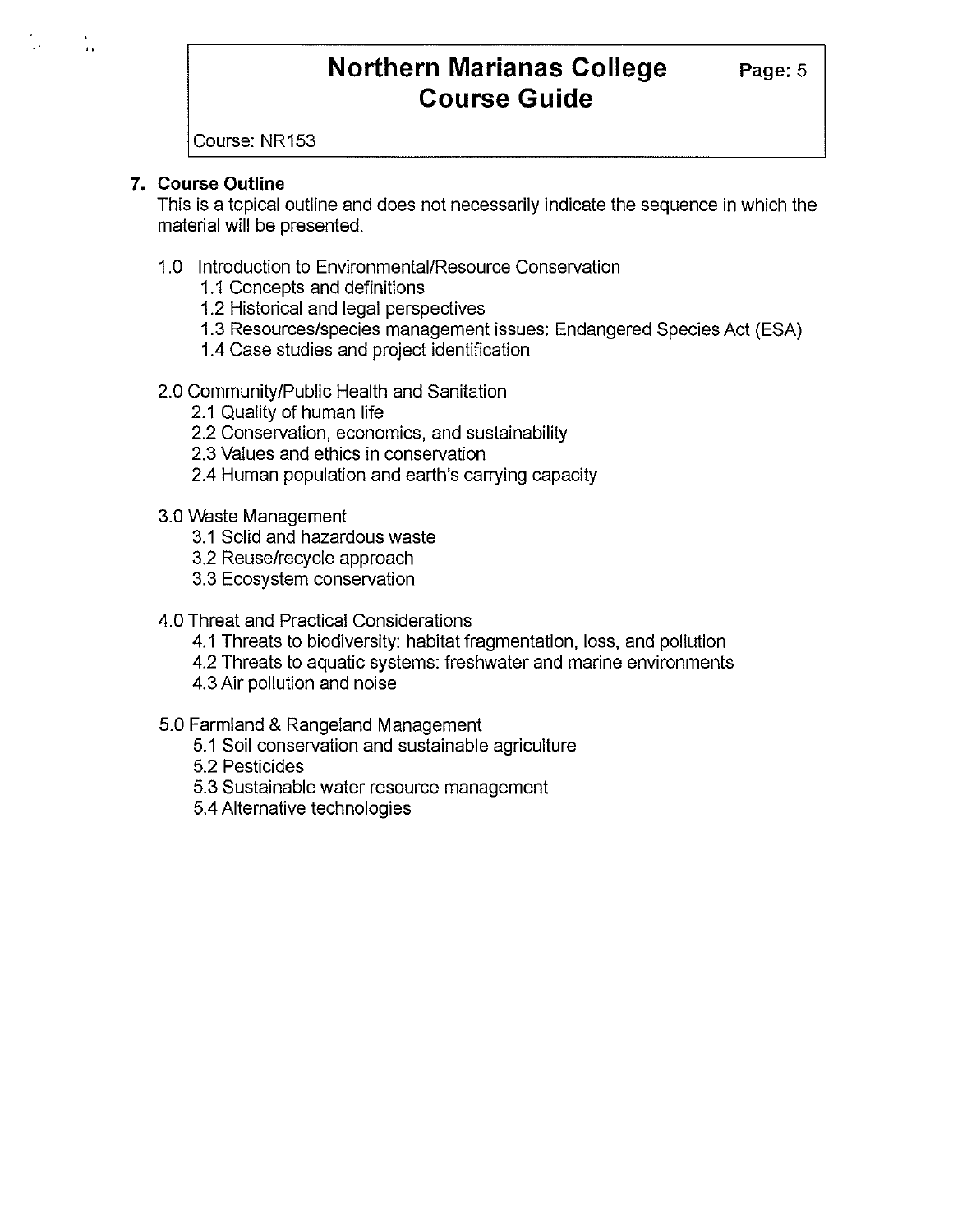Course: NR153

## 7. Course Outline

This is a topical outline and does not necessarily indicate the sequence in which the material will be presented.

- 1.0 Introduction to Environmental/Resource Conservation
  - 1.1 Concepts and definitions
  - 1.2 Historical and legal perspectives
  - 1.3 Resources/species management issues: Endangered Species Act (ESA)
  - 1.4 Case studies and project identification

- 2.0 Community/Public Health and Sanitation
  - 2.1 Quality of human life
  - 2.2 Conservation, economics, and sustainability
  - 2.3 Values and ethics in conservation
  - 2.4 Human population and earth's carrying capacity

- 3.0 Waste Management
  - 3.1 Solid and hazardous waste
  - 3.2 Reuse/recycle approach
  - 3.3 Ecosystem conservation

- 4.0 Threat and Practical Considerations
  - 4.1 Threats to biodiversity: habitat fragmentation, loss, and pollution
  - 4.2 Threats to aquatic systems: freshwater and marine environments
  - 4.3 Air pollution and noise

- 5.0 Farmland & Rangeland Management
  - 5.1 Soil conservation and sustainable agriculture
  - 5.2 Pesticides
  - 5.3 Sustainable water resource management
  - 5.4 Alternative technologies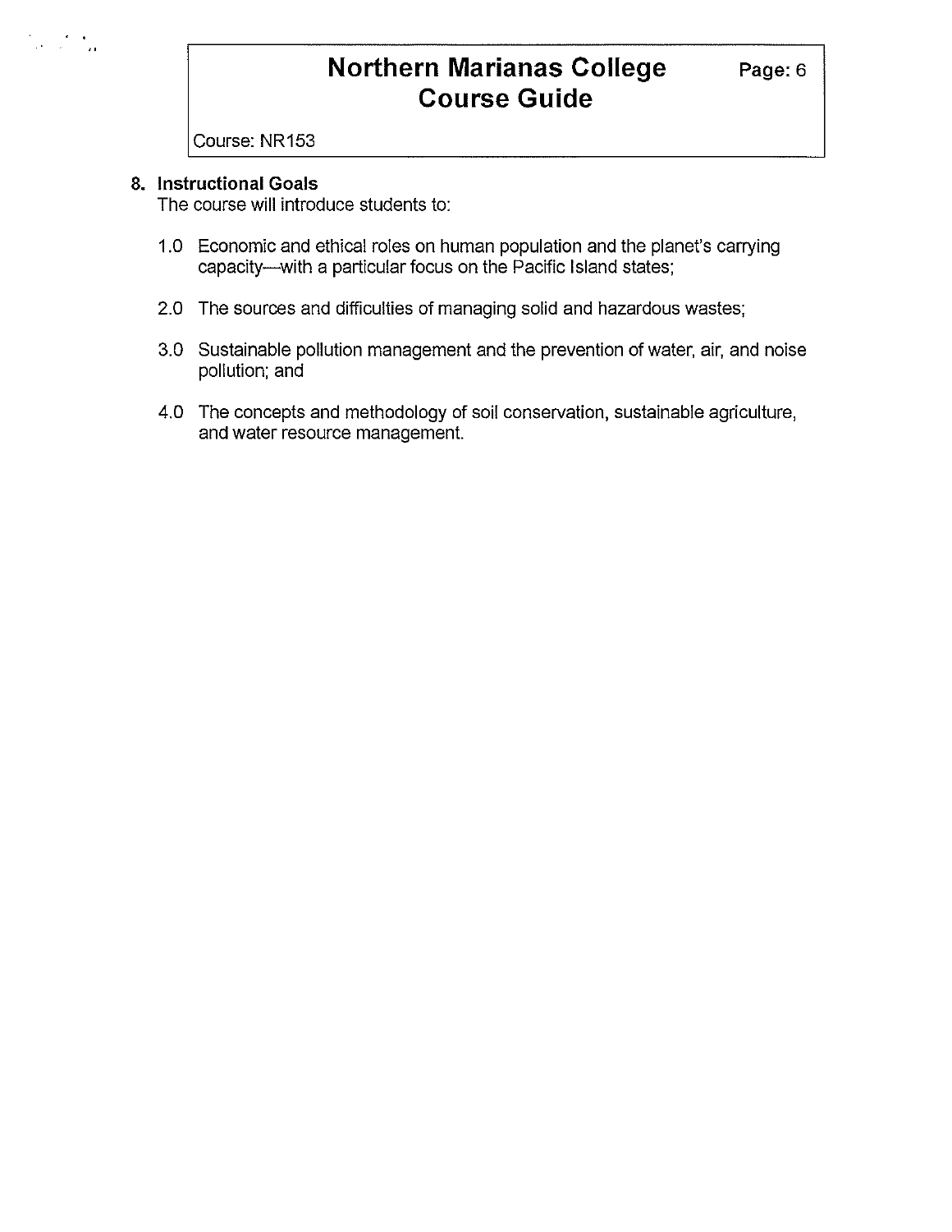## 8. Instructional Goals

The course will introduce students to:

1.0 Economic and ethical roles on human population and the planet's carrying capacity—with a particular focus on the Pacific Island states;

2.0 The sources and difficulties of managing solid and hazardous wastes;

3.0 Sustainable pollution management and the prevention of water, air, and noise pollution; and

4.0 The concepts and methodology of soil conservation, sustainable agriculture, and water resource management.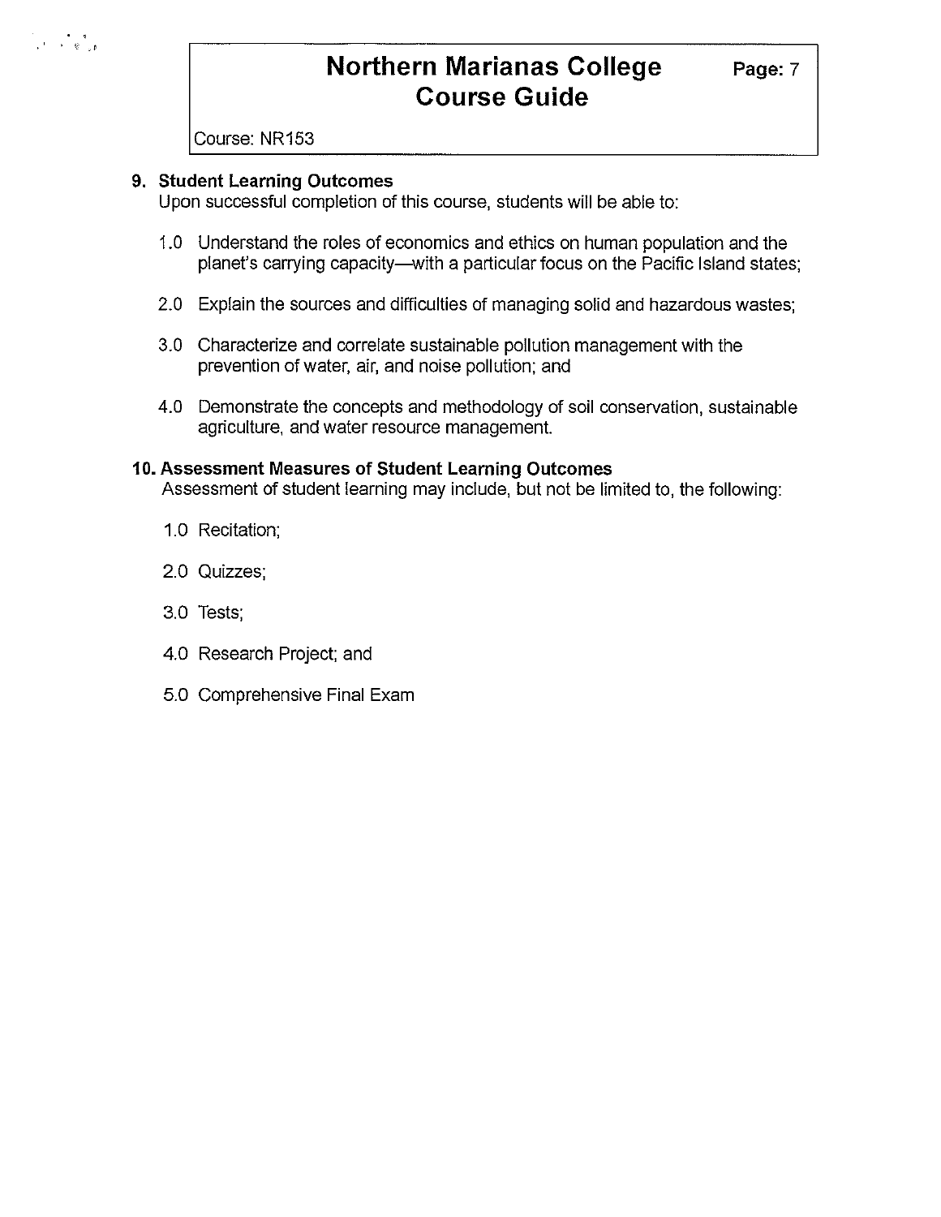**9. Student Learning Outcomes**

Upon successful completion of this course, students will be able to:

1.0 Understand the roles of economics and ethics on human population and the planet's carrying capacity—with a particular focus on the Pacific Island states;

2.0 Explain the sources and difficulties of managing solid and hazardous wastes;

3.0 Characterize and correlate sustainable pollution management with the prevention of water, air, and noise pollution; and

4.0 Demonstrate the concepts and methodology of soil conservation, sustainable agriculture, and water resource management.

**10. Assessment Measures of Student Learning Outcomes**

Assessment of student learning may include, but not be limited to, the following:

1.0 Recitation;

2.0 Quizzes;

3.0 Tests;

4.0 Research Project; and

5.0 Comprehensive Final Exam